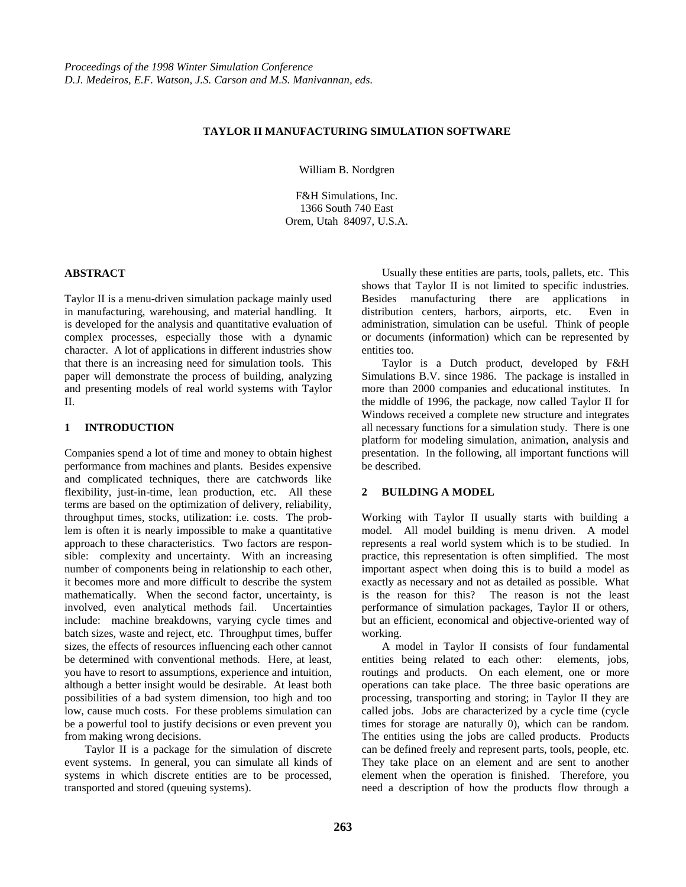# TAYLOR II MANUFACTURING SIMULATION SOFTWARE

William B. Nordgren

F&H Simulations, Inc.
1366 South 740 East
Orem, Utah 84097, U.S.A.

## ABSTRACT

Taylor II is a menu-driven simulation package mainly used in manufacturing, warehousing, and material handling. It is developed for the analysis and quantitative evaluation of complex processes, especially those with a dynamic character. A lot of applications in different industries show that there is an increasing need for simulation tools. This paper will demonstrate the process of building, analyzing and presenting models of real world systems with Taylor II.

## 1 INTRODUCTION

Companies spend a lot of time and money to obtain highest performance from machines and plants. Besides expensive and complicated techniques, there are catchwords like flexibility, just-in-time, lean production, etc. All these terms are based on the optimization of delivery, reliability, throughput times, stocks, utilization: i.e. costs. The problem is often it is nearly impossible to make a quantitative approach to these characteristics. Two factors are responsible: complexity and uncertainty. With an increasing number of components being in relationship to each other, it becomes more and more difficult to describe the system mathematically. When the second factor, uncertainty, is involved, even analytical methods fail. Uncertainties include: machine breakdowns, varying cycle times and batch sizes, waste and reject, etc. Throughput times, buffer sizes, the effects of resources influencing each other cannot be determined with conventional methods. Here, at least, you have to resort to assumptions, experience and intuition, although a better insight would be desirable. At least both possibilities of a bad system dimension, too high and too low, cause much costs. For these problems simulation can be a powerful tool to justify decisions or even prevent you from making wrong decisions.

Taylor II is a package for the simulation of discrete event systems. In general, you can simulate all kinds of systems in which discrete entities are to be processed, transported and stored (queuing systems).

Usually these entities are parts, tools, pallets, etc. This shows that Taylor II is not limited to specific industries. Besides manufacturing there are applications in distribution centers, harbors, airports, etc. Even in administration, simulation can be useful. Think of people or documents (information) which can be represented by entities too.

Taylor is a Dutch product, developed by F&H Simulations B.V. since 1986. The package is installed in more than 2000 companies and educational institutes. In the middle of 1996, the package, now called Taylor II for Windows received a complete new structure and integrates all necessary functions for a simulation study. There is one platform for modeling simulation, animation, analysis and presentation. In the following, all important functions will be described.

## 2 BUILDING A MODEL

Working with Taylor II usually starts with building a model. All model building is menu driven. A model represents a real world system which is to be studied. In practice, this representation is often simplified. The most important aspect when doing this is to build a model as exactly as necessary and not as detailed as possible. What is the reason for this? The reason is not the least performance of simulation packages, Taylor II or others, but an efficient, economical and objective-oriented way of working.

A model in Taylor II consists of four fundamental entities being related to each other: elements, jobs, routings and products. On each element, one or more operations can take place. The three basic operations are processing, transporting and storing; in Taylor II they are called jobs. Jobs are characterized by a cycle time (cycle times for storage are naturally 0), which can be random. The entities using the jobs are called products. Products can be defined freely and represent parts, tools, people, etc. They take place on an element and are sent to another element when the operation is finished. Therefore, you need a description of how the products flow through a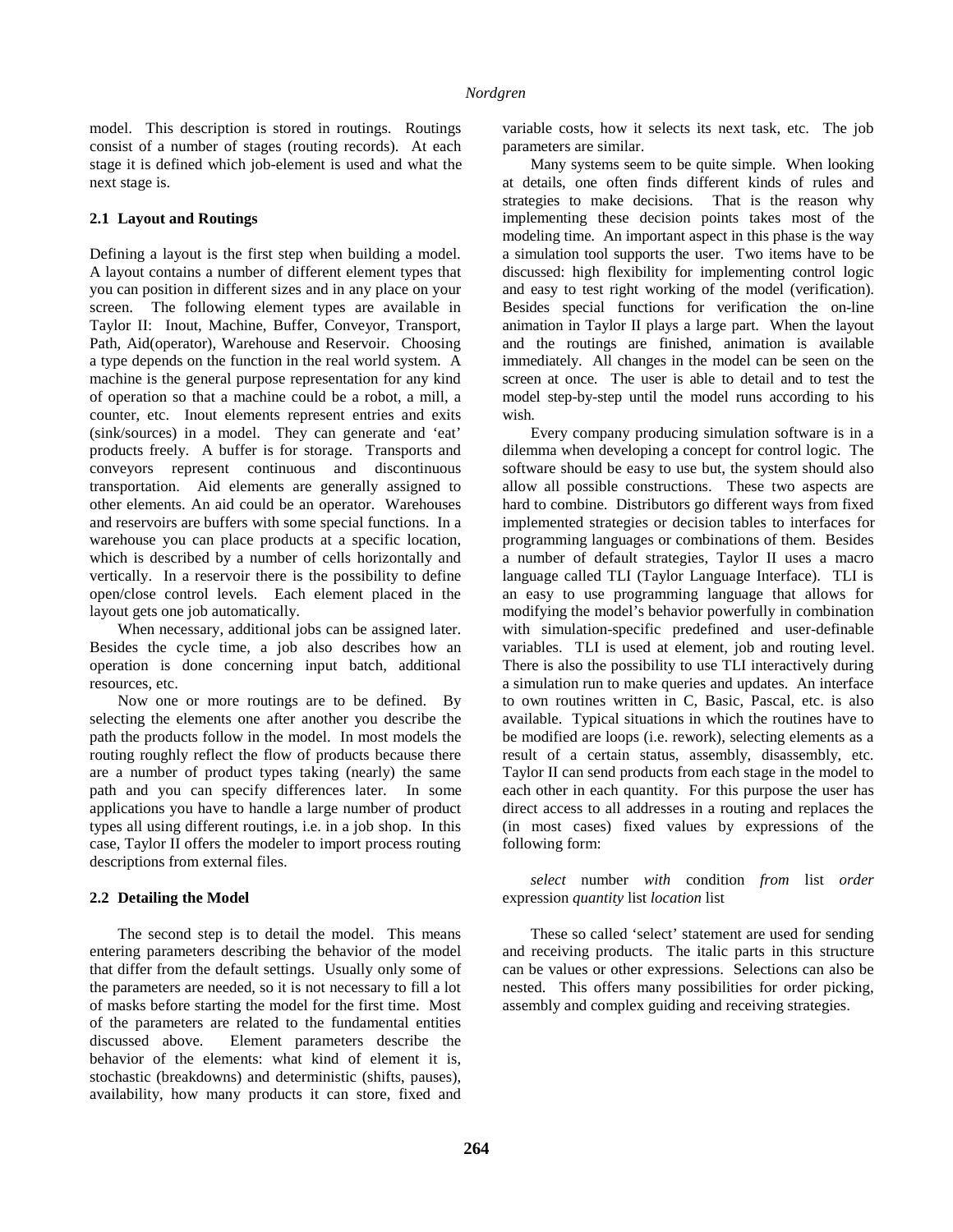model. This description is stored in routings. Routings consist of a number of stages (routing records). At each stage it is defined which job-element is used and what the next stage is.

### 2.1 Layout and Routings

Defining a layout is the first step when building a model. A layout contains a number of different element types that you can position in different sizes and in any place on your screen. The following element types are available in Taylor II: Inout, Machine, Buffer, Conveyor, Transport, Path, Aid(operator), Warehouse and Reservoir. Choosing a type depends on the function in the real world system. A machine is the general purpose representation for any kind of operation so that a machine could be a robot, a mill, a counter, etc. Inout elements represent entries and exits (sink/sources) in a model. They can generate and 'eat' products freely. A buffer is for storage. Transports and conveyors represent continuous and discontinuous transportation. Aid elements are generally assigned to other elements. An aid could be an operator. Warehouses and reservoirs are buffers with some special functions. In a warehouse you can place products at a specific location, which is described by a number of cells horizontally and vertically. In a reservoir there is the possibility to define open/close control levels. Each element placed in the layout gets one job automatically.

When necessary, additional jobs can be assigned later. Besides the cycle time, a job also describes how an operation is done concerning input batch, additional resources, etc.

Now one or more routings are to be defined. By selecting the elements one after another you describe the path the products follow in the model. In most models the routing roughly reflect the flow of products because there are a number of product types taking (nearly) the same path and you can specify differences later. In some applications you have to handle a large number of product types all using different routings, i.e. in a job shop. In this case, Taylor II offers the modeler to import process routing descriptions from external files.

### 2.2 Detailing the Model

The second step is to detail the model. This means entering parameters describing the behavior of the model that differ from the default settings. Usually only some of the parameters are needed, so it is not necessary to fill a lot of masks before starting the model for the first time. Most of the parameters are related to the fundamental entities discussed above. Element parameters describe the behavior of the elements: what kind of element it is, stochastic (breakdowns) and deterministic (shifts, pauses), availability, how many products it can store, fixed and variable costs, how it selects its next task, etc. The job parameters are similar.

Many systems seem to be quite simple. When looking at details, one often finds different kinds of rules and strategies to make decisions. That is the reason why implementing these decision points takes most of the modeling time. An important aspect in this phase is the way a simulation tool supports the user. Two items have to be discussed: high flexibility for implementing control logic and easy to test right working of the model (verification). Besides special functions for verification the on-line animation in Taylor II plays a large part. When the layout and the routings are finished, animation is available immediately. All changes in the model can be seen on the screen at once. The user is able to detail and to test the model step-by-step until the model runs according to his wish.

Every company producing simulation software is in a dilemma when developing a concept for control logic. The software should be easy to use but, the system should also allow all possible constructions. These two aspects are hard to combine. Distributors go different ways from fixed implemented strategies or decision tables to interfaces for programming languages or combinations of them. Besides a number of default strategies, Taylor II uses a macro language called TLI (Taylor Language Interface). TLI is an easy to use programming language that allows for modifying the model's behavior powerfully in combination with simulation-specific predefined and user-definable variables. TLI is used at element, job and routing level. There is also the possibility to use TLI interactively during a simulation run to make queries and updates. An interface to own routines written in C, Basic, Pascal, etc. is also available. Typical situations in which the routines have to be modified are loops (i.e. rework), selecting elements as a result of a certain status, assembly, disassembly, etc. Taylor II can send products from each stage in the model to each other in each quantity. For this purpose the user has direct access to all addresses in a routing and replaces the (in most cases) fixed values by expressions of the following form:

*select* number *with* condition *from* list *order* expression *quantity* list *location* list

These so called 'select' statement are used for sending and receiving products. The italic parts in this structure can be values or other expressions. Selections can also be nested. This offers many possibilities for order picking, assembly and complex guiding and receiving strategies.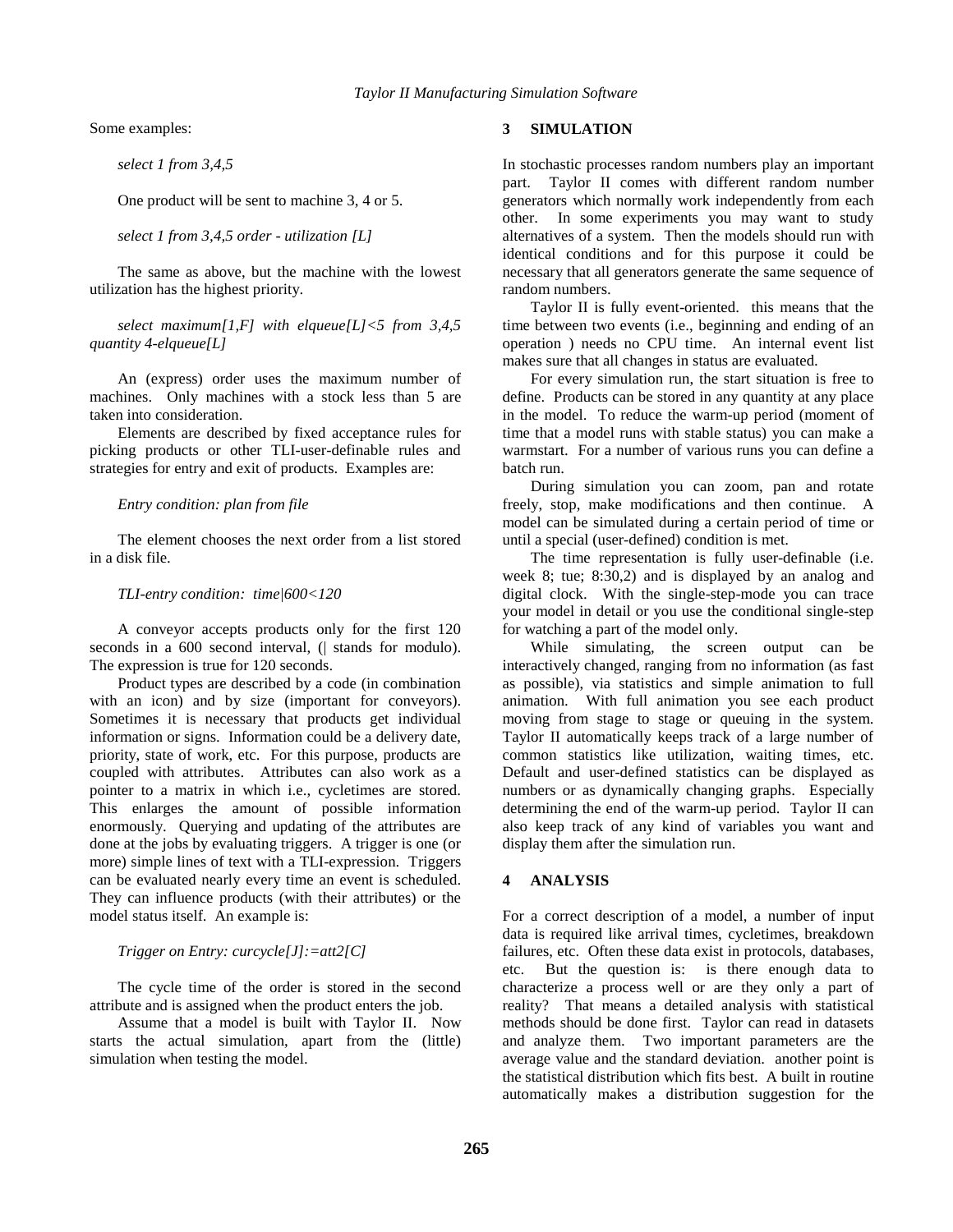Some examples:

*select 1 from 3,4,5*

One product will be sent to machine 3, 4 or 5.

*select 1 from 3,4,5 order - utilization [L]*

The same as above, but the machine with the lowest utilization has the highest priority.

*select maximum[1,F] with elqueue[L]<5 from 3,4,5 quantity 4-elqueue[L]*

An (express) order uses the maximum number of machines. Only machines with a stock less than 5 are taken into consideration.

Elements are described by fixed acceptance rules for picking products or other TLI-user-definable rules and strategies for entry and exit of products. Examples are:

*Entry condition: plan from file*

The element chooses the next order from a list stored in a disk file.

*TLI-entry condition: time|600<120*

A conveyor accepts products only for the first 120 seconds in a 600 second interval, (| stands for modulo). The expression is true for 120 seconds.

Product types are described by a code (in combination with an icon) and by size (important for conveyors). Sometimes it is necessary that products get individual information or signs. Information could be a delivery date, priority, state of work, etc. For this purpose, products are coupled with attributes. Attributes can also work as a pointer to a matrix in which i.e., cycletimes are stored. This enlarges the amount of possible information enormously. Querying and updating of the attributes are done at the jobs by evaluating triggers. A trigger is one (or more) simple lines of text with a TLI-expression. Triggers can be evaluated nearly every time an event is scheduled. They can influence products (with their attributes) or the model status itself. An example is:

*Trigger on Entry: curcycle[J]:=att2[C]*

The cycle time of the order is stored in the second attribute and is assigned when the product enters the job.

Assume that a model is built with Taylor II. Now starts the actual simulation, apart from the (little) simulation when testing the model.

## 3 SIMULATION

In stochastic processes random numbers play an important part. Taylor II comes with different random number generators which normally work independently from each other. In some experiments you may want to study alternatives of a system. Then the models should run with identical conditions and for this purpose it could be necessary that all generators generate the same sequence of random numbers.

Taylor II is fully event-oriented. this means that the time between two events (i.e., beginning and ending of an operation ) needs no CPU time. An internal event list makes sure that all changes in status are evaluated.

For every simulation run, the start situation is free to define. Products can be stored in any quantity at any place in the model. To reduce the warm-up period (moment of time that a model runs with stable status) you can make a warmstart. For a number of various runs you can define a batch run.

During simulation you can zoom, pan and rotate freely, stop, make modifications and then continue. A model can be simulated during a certain period of time or until a special (user-defined) condition is met.

The time representation is fully user-definable (i.e. week 8; tue; 8:30,2) and is displayed by an analog and digital clock. With the single-step-mode you can trace your model in detail or you use the conditional single-step for watching a part of the model only.

While simulating, the screen output can be interactively changed, ranging from no information (as fast as possible), via statistics and simple animation to full animation. With full animation you see each product moving from stage to stage or queuing in the system. Taylor II automatically keeps track of a large number of common statistics like utilization, waiting times, etc. Default and user-defined statistics can be displayed as numbers or as dynamically changing graphs. Especially determining the end of the warm-up period. Taylor II can also keep track of any kind of variables you want and display them after the simulation run.

## 4 ANALYSIS

For a correct description of a model, a number of input data is required like arrival times, cycletimes, breakdown failures, etc. Often these data exist in protocols, databases, etc. But the question is: is there enough data to characterize a process well or are they only a part of reality? That means a detailed analysis with statistical methods should be done first. Taylor can read in datasets and analyze them. Two important parameters are the average value and the standard deviation. another point is the statistical distribution which fits best. A built in routine automatically makes a distribution suggestion for the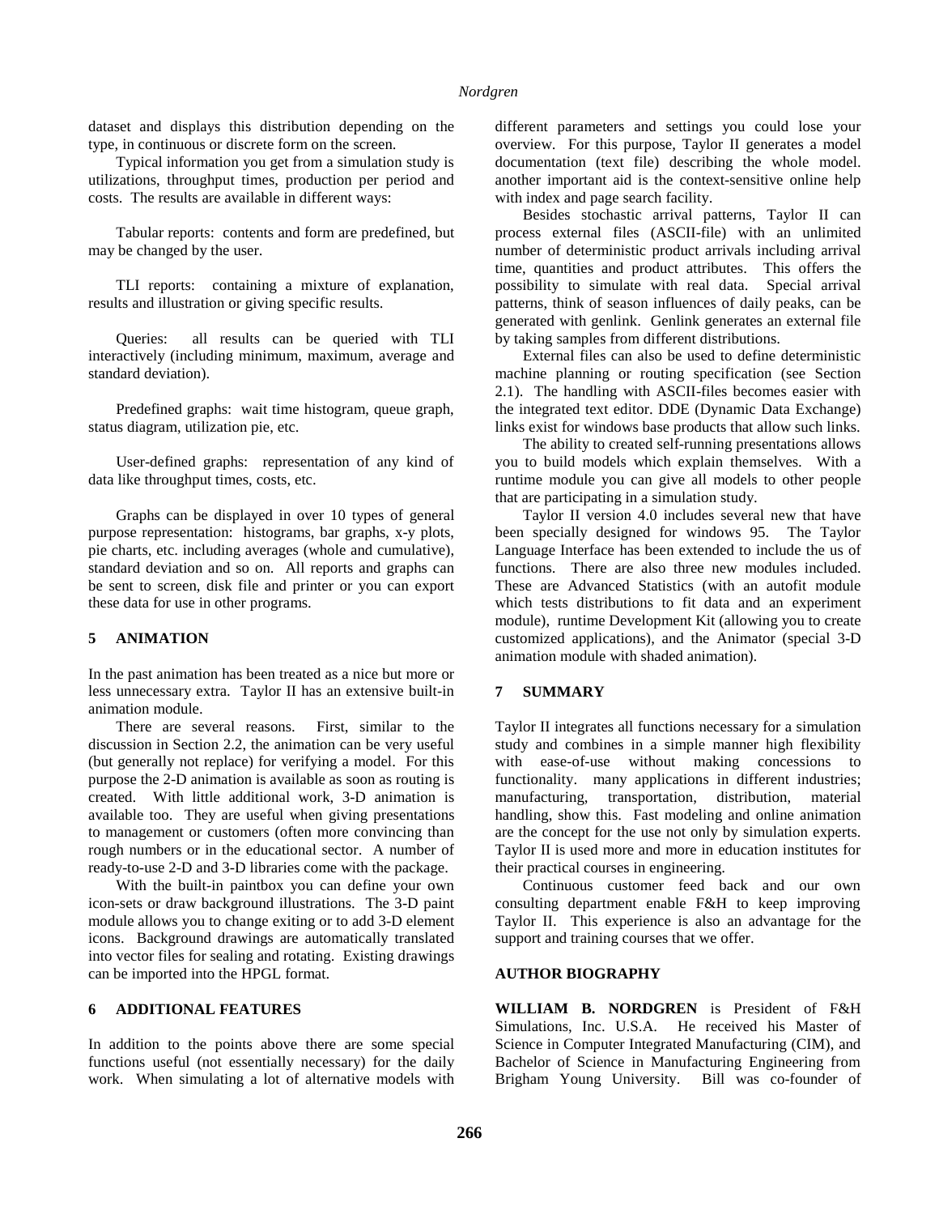dataset and displays this distribution depending on the type, in continuous or discrete form on the screen.

Typical information you get from a simulation study is utilizations, throughput times, production per period and costs. The results are available in different ways:

Tabular reports: contents and form are predefined, but may be changed by the user.

TLI reports: containing a mixture of explanation, results and illustration or giving specific results.

Queries: all results can be queried with TLI interactively (including minimum, maximum, average and standard deviation).

Predefined graphs: wait time histogram, queue graph, status diagram, utilization pie, etc.

User-defined graphs: representation of any kind of data like throughput times, costs, etc.

Graphs can be displayed in over 10 types of general purpose representation: histograms, bar graphs, x-y plots, pie charts, etc. including averages (whole and cumulative), standard deviation and so on. All reports and graphs can be sent to screen, disk file and printer or you can export these data for use in other programs.

## 5 ANIMATION

In the past animation has been treated as a nice but more or less unnecessary extra. Taylor II has an extensive built-in animation module.

There are several reasons. First, similar to the discussion in Section 2.2, the animation can be very useful (but generally not replace) for verifying a model. For this purpose the 2-D animation is available as soon as routing is created. With little additional work, 3-D animation is available too. They are useful when giving presentations to management or customers (often more convincing than rough numbers or in the educational sector. A number of ready-to-use 2-D and 3-D libraries come with the package.

With the built-in paintbox you can define your own icon-sets or draw background illustrations. The 3-D paint module allows you to change exiting or to add 3-D element icons. Background drawings are automatically translated into vector files for sealing and rotating. Existing drawings can be imported into the HPGL format.

## 6 ADDITIONAL FEATURES

In addition to the points above there are some special functions useful (not essentially necessary) for the daily work. When simulating a lot of alternative models with different parameters and settings you could lose your overview. For this purpose, Taylor II generates a model documentation (text file) describing the whole model. another important aid is the context-sensitive online help with index and page search facility.

Besides stochastic arrival patterns, Taylor II can process external files (ASCII-file) with an unlimited number of deterministic product arrivals including arrival time, quantities and product attributes. This offers the possibility to simulate with real data. Special arrival patterns, think of season influences of daily peaks, can be generated with genlink. Genlink generates an external file by taking samples from different distributions.

External files can also be used to define deterministic machine planning or routing specification (see Section 2.1). The handling with ASCII-files becomes easier with the integrated text editor. DDE (Dynamic Data Exchange) links exist for windows base products that allow such links.

The ability to created self-running presentations allows you to build models which explain themselves. With a runtime module you can give all models to other people that are participating in a simulation study.

Taylor II version 4.0 includes several new that have been specially designed for windows 95. The Taylor Language Interface has been extended to include the us of functions. There are also three new modules included. These are Advanced Statistics (with an autofit module which tests distributions to fit data and an experiment module), runtime Development Kit (allowing you to create customized applications), and the Animator (special 3-D animation module with shaded animation).

## 7 SUMMARY

Taylor II integrates all functions necessary for a simulation study and combines in a simple manner high flexibility with ease-of-use without making concessions to functionality. many applications in different industries; manufacturing, transportation, distribution, material handling, show this. Fast modeling and online animation are the concept for the use not only by simulation experts. Taylor II is used more and more in education institutes for their practical courses in engineering.

Continuous customer feed back and our own consulting department enable F&H to keep improving Taylor II. This experience is also an advantage for the support and training courses that we offer.

## AUTHOR BIOGRAPHY

**WILLIAM B. NORDGREN** is President of F&H Simulations, Inc. U.S.A. He received his Master of Science in Computer Integrated Manufacturing (CIM), and Bachelor of Science in Manufacturing Engineering from Brigham Young University. Bill was co-founder of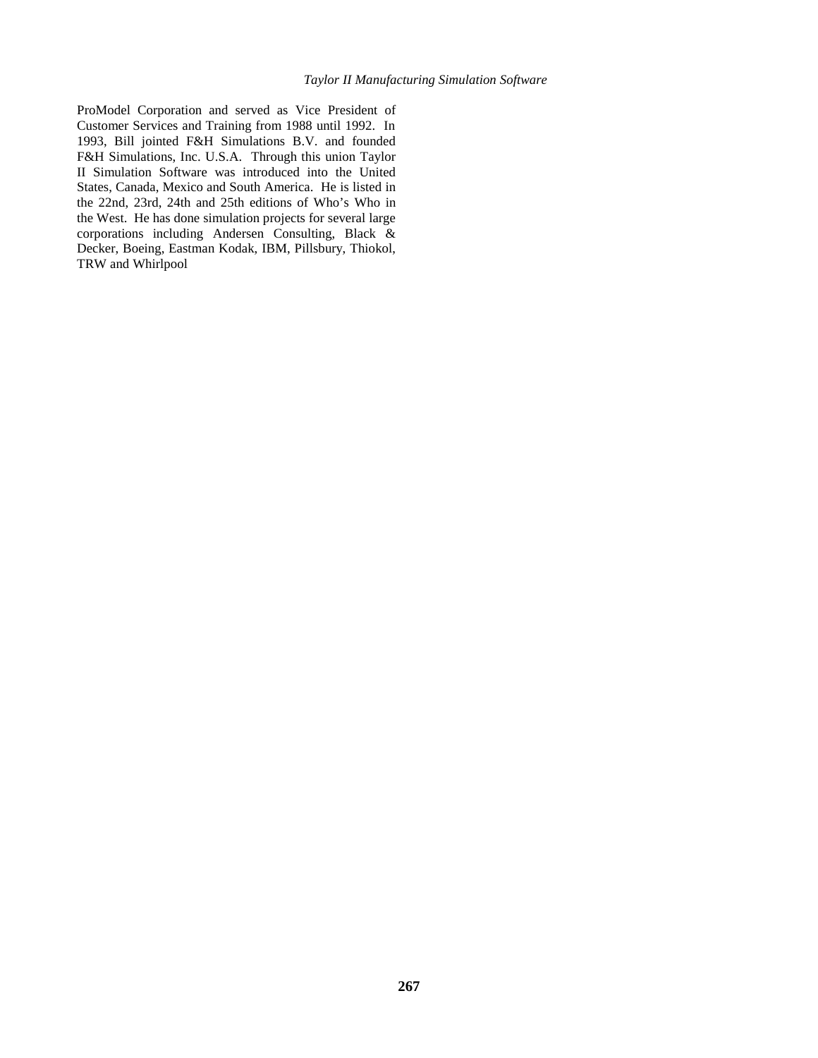ProModel Corporation and served as Vice President of Customer Services and Training from 1988 until 1992. In 1993, Bill jointed F&H Simulations B.V. and founded F&H Simulations, Inc. U.S.A. Through this union Taylor II Simulation Software was introduced into the United States, Canada, Mexico and South America. He is listed in the 22nd, 23rd, 24th and 25th editions of Who's Who in the West. He has done simulation projects for several large corporations including Andersen Consulting, Black & Decker, Boeing, Eastman Kodak, IBM, Pillsbury, Thiokol, TRW and Whirlpool